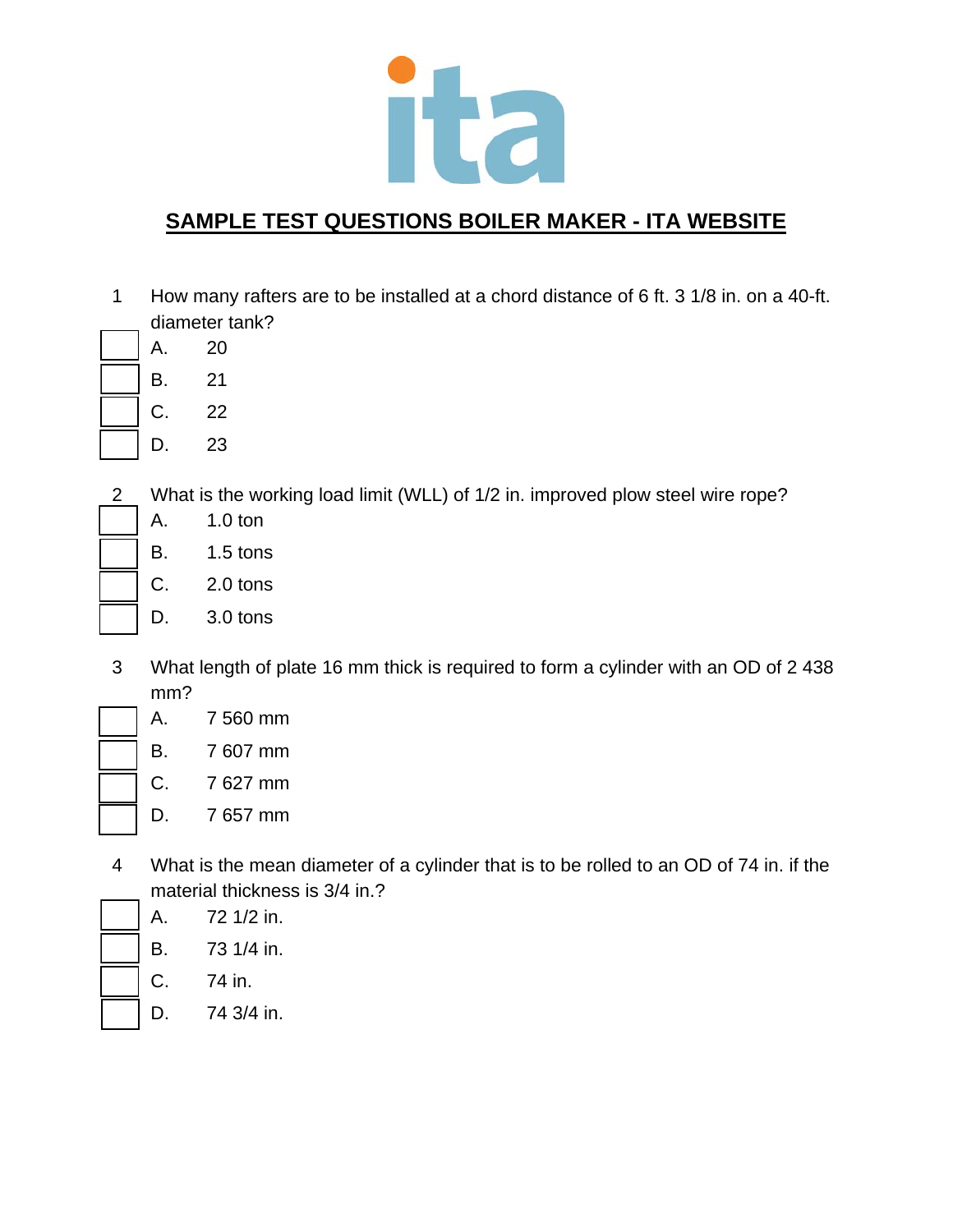# SAMPLE TEST QUESTIONS BOILER MAKER - ITA WEBSITE

1. How many rafters are to be installed at a chord distance of 6 ft. 3 1/8 in. on a 40-ft. diameter tank?

   - A. 20
   - B. 21
   - C. 22
   - D. 23

2. What is the working load limit (WLL) of 1/2 in. improved plow steel wire rope?

   - A. 1.0 ton
   - B. 1.5 tons
   - C. 2.0 tons
   - D. 3.0 tons

3. What length of plate 16 mm thick is required to form a cylinder with an OD of 2 438 mm?

   - A. 7 560 mm
   - B. 7 607 mm
   - C. 7 627 mm
   - D. 7 657 mm

4. What is the mean diameter of a cylinder that is to be rolled to an OD of 74 in. if the material thickness is 3/4 in.?

   - A. 72 1/2 in.
   - B. 73 1/4 in.
   - C. 74 in.
   - D. 74 3/4 in.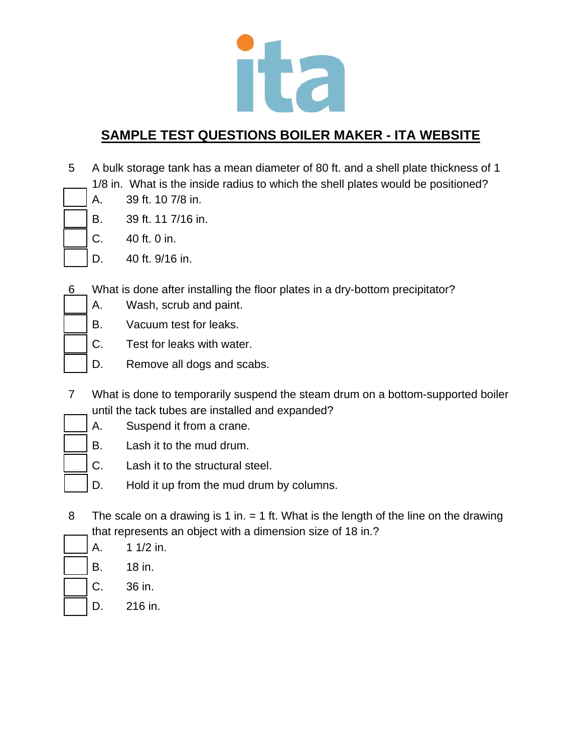## SAMPLE TEST QUESTIONS BOILER MAKER - ITA WEBSITE

5 A bulk storage tank has a mean diameter of 80 ft. and a shell plate thickness of 1 1/8 in. What is the inside radius to which the shell plates would be positioned?

- A. 39 ft. 10 7/8 in.
- B. 39 ft. 11 7/16 in.
- C. 40 ft. 0 in.
- D. 40 ft. 9/16 in.

6 What is done after installing the floor plates in a dry-bottom precipitator?

- A. Wash, scrub and paint.
- B. Vacuum test for leaks.
- C. Test for leaks with water.
- D. Remove all dogs and scabs.

7 What is done to temporarily suspend the steam drum on a bottom-supported boiler until the tack tubes are installed and expanded?

- A. Suspend it from a crane.
- B. Lash it to the mud drum.
- C. Lash it to the structural steel.
- D. Hold it up from the mud drum by columns.

8 The scale on a drawing is 1 in. = 1 ft. What is the length of the line on the drawing that represents an object with a dimension size of 18 in.?

- A. 1 1/2 in.
- B. 18 in.
- C. 36 in.
- D. 216 in.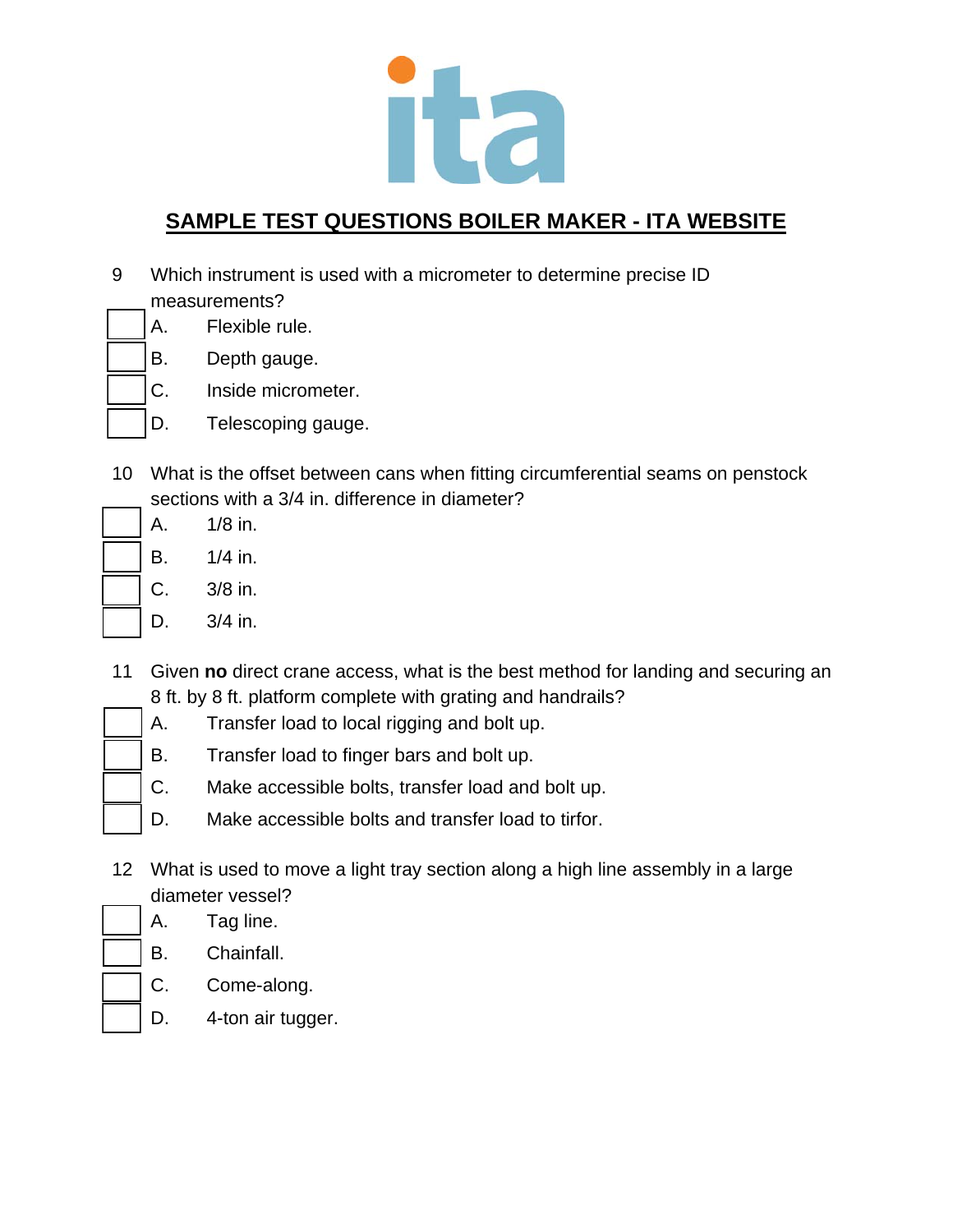## SAMPLE TEST QUESTIONS BOILER MAKER - ITA WEBSITE

9 Which instrument is used with a micrometer to determine precise ID measurements?

- A. Flexible rule.
- B. Depth gauge.
- C. Inside micrometer.
- D. Telescoping gauge.

10 What is the offset between cans when fitting circumferential seams on penstock sections with a 3/4 in. difference in diameter?

- A. 1/8 in.
- B. 1/4 in.
- C. 3/8 in.
- D. 3/4 in.

11 Given **no** direct crane access, what is the best method for landing and securing an 8 ft. by 8 ft. platform complete with grating and handrails?

- A. Transfer load to local rigging and bolt up.
- B. Transfer load to finger bars and bolt up.
- C. Make accessible bolts, transfer load and bolt up.
- D. Make accessible bolts and transfer load to tirfor.

12 What is used to move a light tray section along a high line assembly in a large diameter vessel?

- A. Tag line.
- B. Chainfall.
- C. Come-along.
- D. 4-ton air tugger.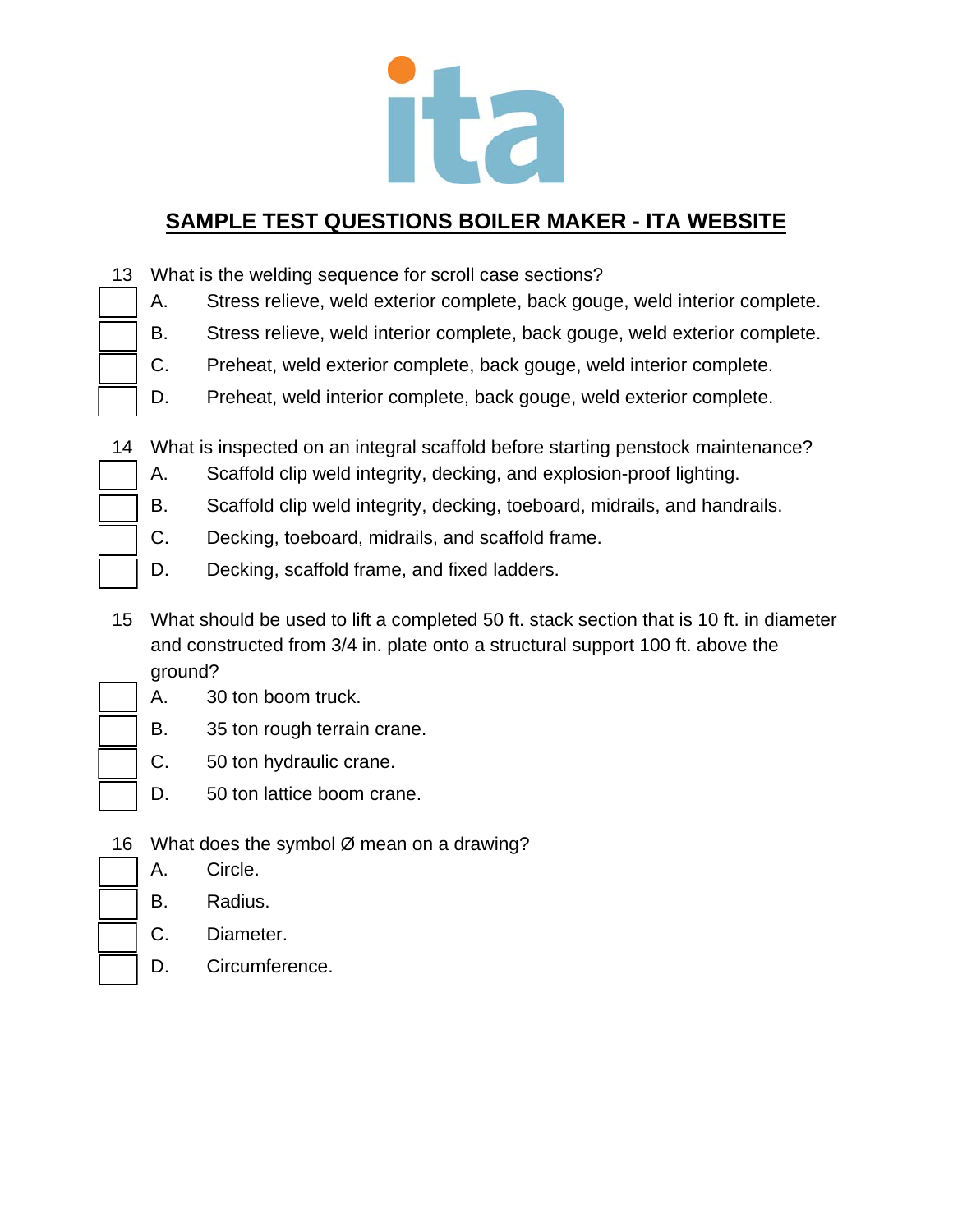## SAMPLE TEST QUESTIONS BOILER MAKER - ITA WEBSITE

13 What is the welding sequence for scroll case sections?

- A. Stress relieve, weld exterior complete, back gouge, weld interior complete.
- B. Stress relieve, weld interior complete, back gouge, weld exterior complete.
- C. Preheat, weld exterior complete, back gouge, weld interior complete.
- D. Preheat, weld interior complete, back gouge, weld exterior complete.

14 What is inspected on an integral scaffold before starting penstock maintenance?

- A. Scaffold clip weld integrity, decking, and explosion-proof lighting.
- B. Scaffold clip weld integrity, decking, toeboard, midrails, and handrails.
- C. Decking, toeboard, midrails, and scaffold frame.
- D. Decking, scaffold frame, and fixed ladders.

15 What should be used to lift a completed 50 ft. stack section that is 10 ft. in diameter and constructed from 3/4 in. plate onto a structural support 100 ft. above the ground?

- A. 30 ton boom truck.
- B. 35 ton rough terrain crane.
- C. 50 ton hydraulic crane.
- D. 50 ton lattice boom crane.

16 What does the symbol Ø mean on a drawing?

- A. Circle.
- B. Radius.
- C. Diameter.
- D. Circumference.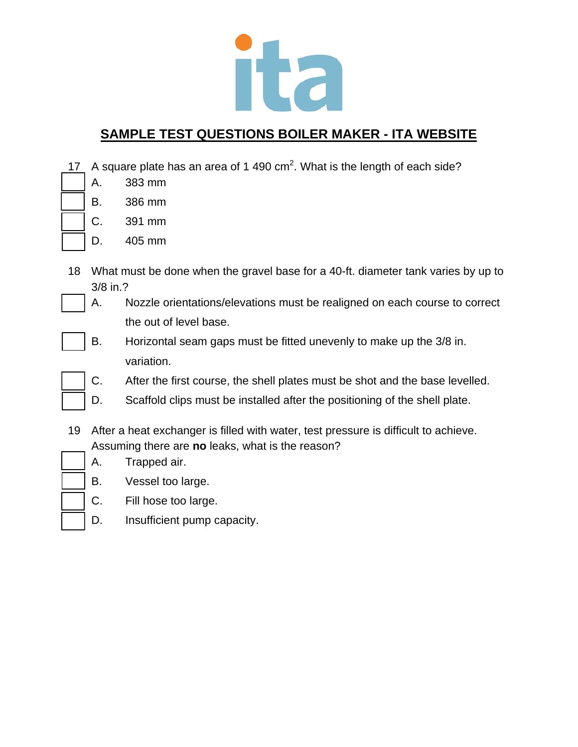## SAMPLE TEST QUESTIONS BOILER MAKER - ITA WEBSITE

17 A square plate has an area of 1 490 $cm^2$. What is the length of each side?

- A. 383 mm
- B. 386 mm
- C. 391 mm
- D. 405 mm

18 What must be done when the gravel base for a 40-ft. diameter tank varies by up to 3/8 in.?

- A. Nozzle orientations/elevations must be realigned on each course to correct the out of level base.
- B. Horizontal seam gaps must be fitted unevenly to make up the 3/8 in. variation.
- C. After the first course, the shell plates must be shot and the base levelled.
- D. Scaffold clips must be installed after the positioning of the shell plate.

19 After a heat exchanger is filled with water, test pressure is difficult to achieve. Assuming there are **no** leaks, what is the reason?

- A. Trapped air.
- B. Vessel too large.
- C. Fill hose too large.
- D. Insufficient pump capacity.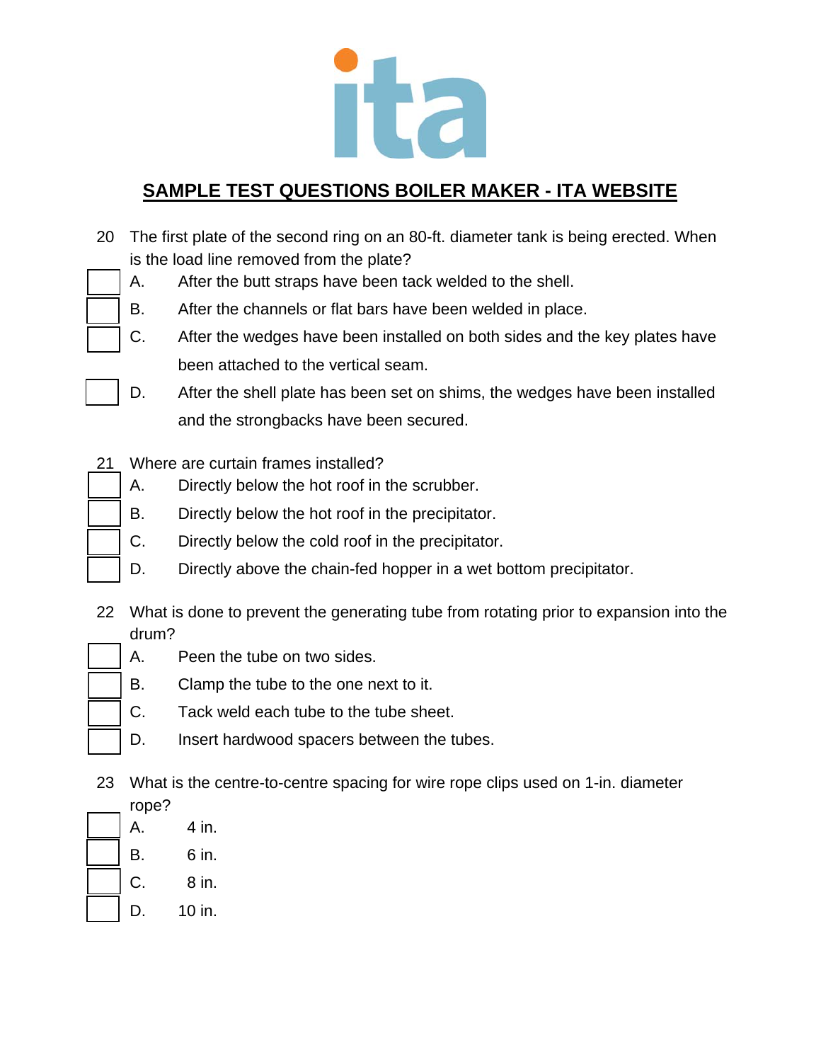## SAMPLE TEST QUESTIONS BOILER MAKER - ITA WEBSITE

20 The first plate of the second ring on an 80-ft. diameter tank is being erected. When is the load line removed from the plate?

- A. After the butt straps have been tack welded to the shell.
- B. After the channels or flat bars have been welded in place.
- C. After the wedges have been installed on both sides and the key plates have been attached to the vertical seam.
- D. After the shell plate has been set on shims, the wedges have been installed and the strongbacks have been secured.

21 Where are curtain frames installed?

- A. Directly below the hot roof in the scrubber.
- B. Directly below the hot roof in the precipitator.
- C. Directly below the cold roof in the precipitator.
- D. Directly above the chain-fed hopper in a wet bottom precipitator.

22 What is done to prevent the generating tube from rotating prior to expansion into the drum?

- A. Peen the tube on two sides.
- B. Clamp the tube to the one next to it.
- C. Tack weld each tube to the tube sheet.
- D. Insert hardwood spacers between the tubes.

23 What is the centre-to-centre spacing for wire rope clips used on 1-in. diameter rope?

- A. 4 in.
- B. 6 in.
- C. 8 in.
- D. 10 in.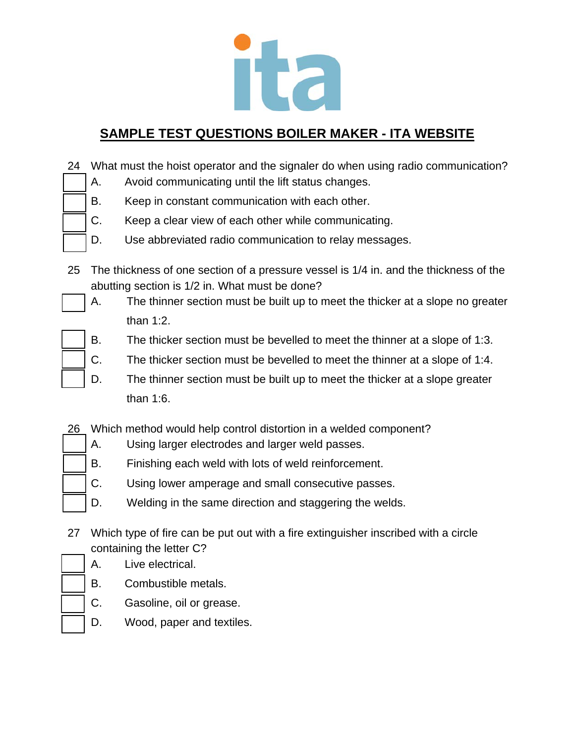## SAMPLE TEST QUESTIONS BOILER MAKER - ITA WEBSITE

24 What must the hoist operator and the signaler do when using radio communication?

- [ ] A. Avoid communicating until the lift status changes.
- [ ] B. Keep in constant communication with each other.
- [ ] C. Keep a clear view of each other while communicating.
- [ ] D. Use abbreviated radio communication to relay messages.

25 The thickness of one section of a pressure vessel is 1/4 in. and the thickness of the abutting section is 1/2 in. What must be done?

- [ ] A. The thinner section must be built up to meet the thicker at a slope no greater than 1:2.
- [ ] B. The thicker section must be bevelled to meet the thinner at a slope of 1:3.
- [ ] C. The thicker section must be bevelled to meet the thinner at a slope of 1:4.
- [ ] D. The thinner section must be built up to meet the thicker at a slope greater than 1:6.

26 Which method would help control distortion in a welded component?

- [ ] A. Using larger electrodes and larger weld passes.
- [ ] B. Finishing each weld with lots of weld reinforcement.
- [ ] C. Using lower amperage and small consecutive passes.
- [ ] D. Welding in the same direction and staggering the welds.

27 Which type of fire can be put out with a fire extinguisher inscribed with a circle containing the letter C?

- [ ] A. Live electrical.
- [ ] B. Combustible metals.
- [ ] C. Gasoline, oil or grease.
- [ ] D. Wood, paper and textiles.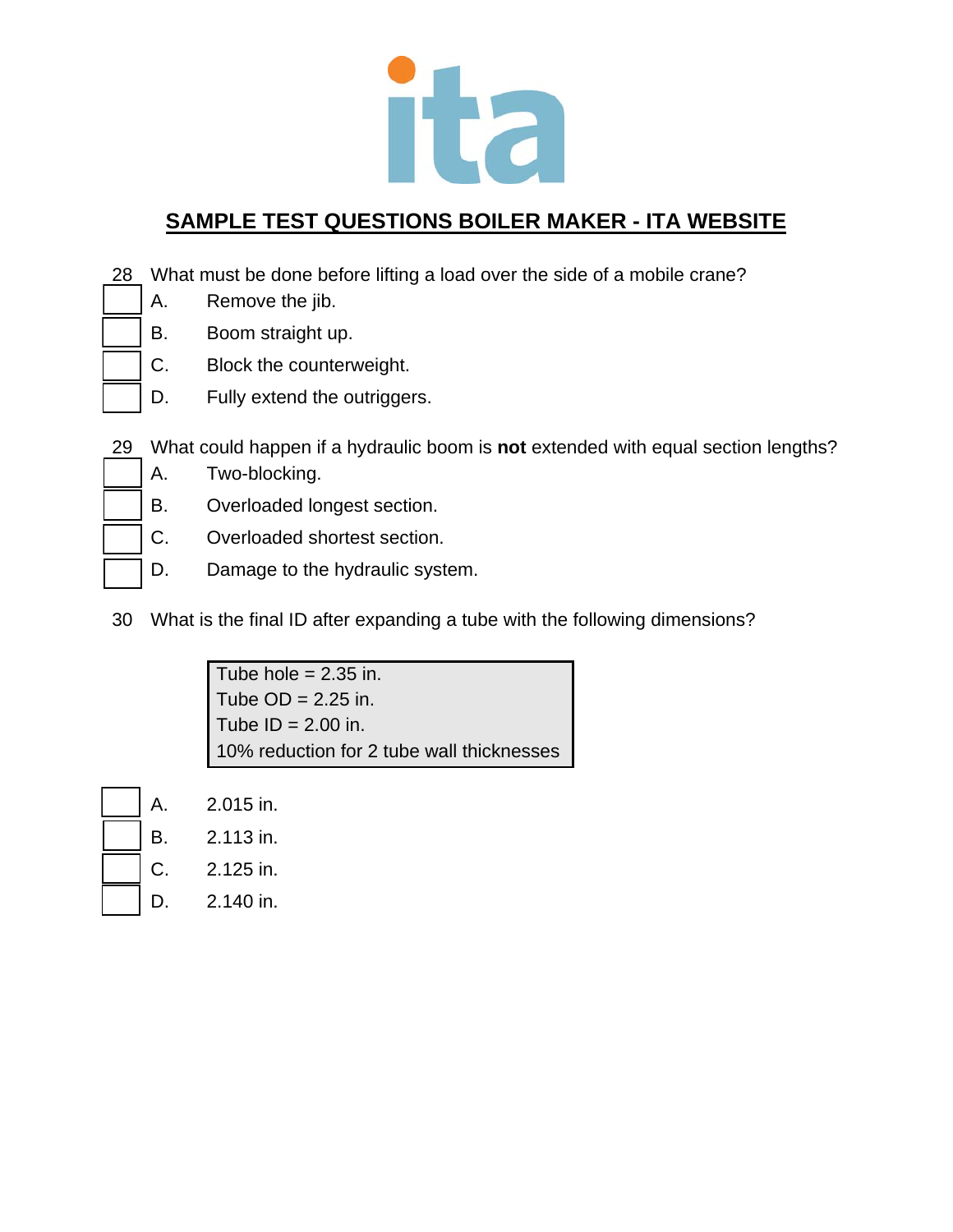## SAMPLE TEST QUESTIONS BOILER MAKER - ITA WEBSITE

28 What must be done before lifting a load over the side of a mobile crane?

- A. Remove the jib.
- B. Boom straight up.
- C. Block the counterweight.
- D. Fully extend the outriggers.

29 What could happen if a hydraulic boom is **not** extended with equal section lengths?

- A. Two-blocking.
- B. Overloaded longest section.
- C. Overloaded shortest section.
- D. Damage to the hydraulic system.

30 What is the final ID after expanding a tube with the following dimensions?

```
Tube hole = 2.35 in.
Tube OD = 2.25 in.
Tube ID = 2.00 in.
10% reduction for 2 tube wall thicknesses
```

- A. 2.015 in.
- B. 2.113 in.
- C. 2.125 in.
- D. 2.140 in.